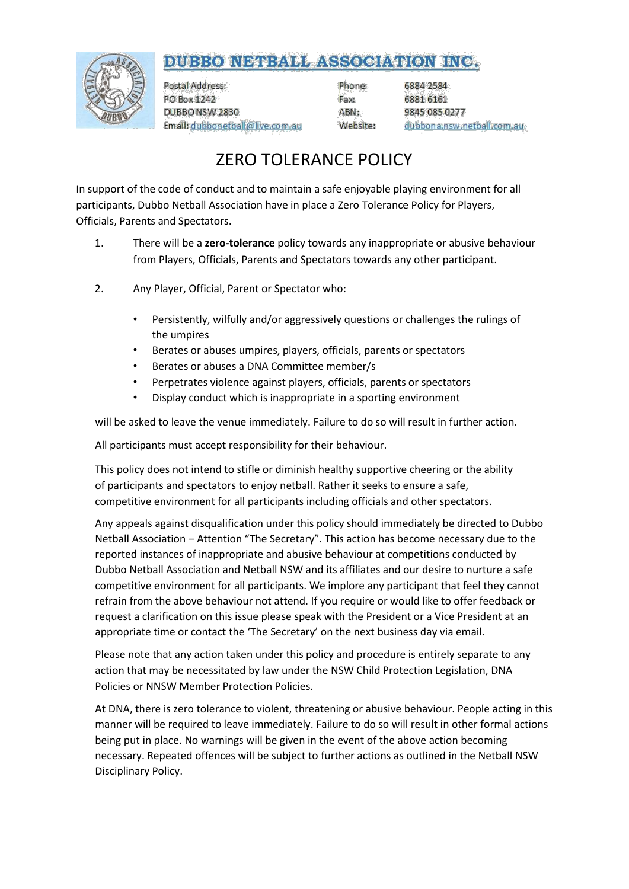# DUBBO NETBALL ASSOCIATION INC.

Postal Address:
PO Box 1242
DUBBO NSW 2830
Email: dubbonetball@live.com.au

Phone: 6884 2584
Fax: 6881 6161
ABN: 9845 085 0277
Website: dubbona.nsw.netball.com.au

## ZERO TOLERANCE POLICY

In support of the code of conduct and to maintain a safe enjoyable playing environment for all participants, Dubbo Netball Association have in place a Zero Tolerance Policy for Players, Officials, Parents and Spectators.

1. There will be a **zero-tolerance** policy towards any inappropriate or abusive behaviour from Players, Officials, Parents and Spectators towards any other participant.

2. Any Player, Official, Parent or Spectator who:

   - Persistently, wilfully and/or aggressively questions or challenges the rulings of the umpires
   - Berates or abuses umpires, players, officials, parents or spectators
   - Berates or abuses a DNA Committee member/s
   - Perpetrates violence against players, officials, parents or spectators
   - Display conduct which is inappropriate in a sporting environment

   will be asked to leave the venue immediately. Failure to do so will result in further action.

   All participants must accept responsibility for their behaviour.

   This policy does not intend to stifle or diminish healthy supportive cheering or the ability of participants and spectators to enjoy netball. Rather it seeks to ensure a safe, competitive environment for all participants including officials and other spectators.

   Any appeals against disqualification under this policy should immediately be directed to Dubbo Netball Association – Attention "The Secretary". This action has become necessary due to the reported instances of inappropriate and abusive behaviour at competitions conducted by Dubbo Netball Association and Netball NSW and its affiliates and our desire to nurture a safe competitive environment for all participants. We implore any participant that feel they cannot refrain from the above behaviour not attend. If you require or would like to offer feedback or request a clarification on this issue please speak with the President or a Vice President at an appropriate time or contact the 'The Secretary' on the next business day via email.

   Please note that any action taken under this policy and procedure is entirely separate to any action that may be necessitated by law under the NSW Child Protection Legislation, DNA Policies or NNSW Member Protection Policies.

   At DNA, there is zero tolerance to violent, threatening or abusive behaviour. People acting in this manner will be required to leave immediately. Failure to do so will result in other formal actions being put in place. No warnings will be given in the event of the above action becoming necessary. Repeated offences will be subject to further actions as outlined in the Netball NSW Disciplinary Policy.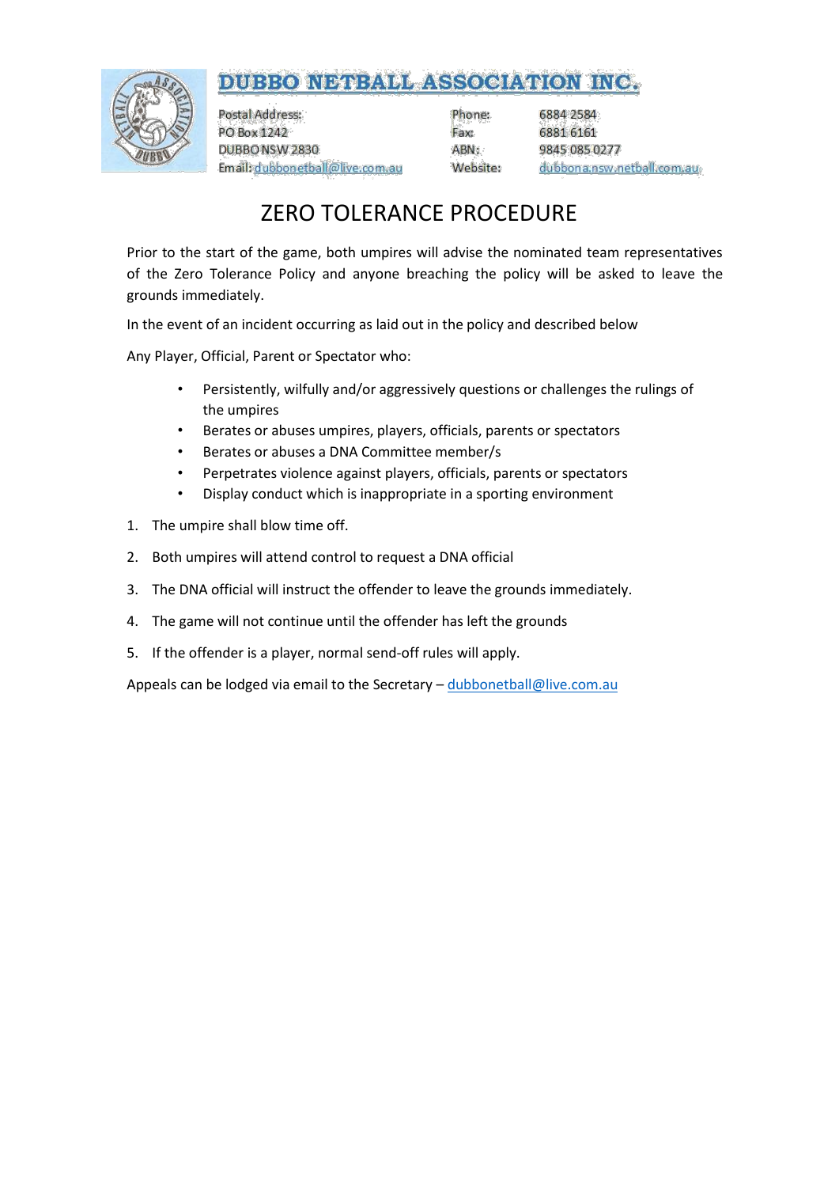# DUBBO NETBALL ASSOCIATION INC.

Postal Address:
PO Box 1242
DUBBO NSW 2830
Email: dubbonetball@live.com.au

Phone: 6884 2584
Fax: 6881 6161
ABN: 9845 085 0277
Website: dubbona.nsw.netball.com.au

## ZERO TOLERANCE PROCEDURE

Prior to the start of the game, both umpires will advise the nominated team representatives of the Zero Tolerance Policy and anyone breaching the policy will be asked to leave the grounds immediately.

In the event of an incident occurring as laid out in the policy and described below

Any Player, Official, Parent or Spectator who:

- Persistently, wilfully and/or aggressively questions or challenges the rulings of the umpires
- Berates or abuses umpires, players, officials, parents or spectators
- Berates or abuses a DNA Committee member/s
- Perpetrates violence against players, officials, parents or spectators
- Display conduct which is inappropriate in a sporting environment

1. The umpire shall blow time off.
2. Both umpires will attend control to request a DNA official
3. The DNA official will instruct the offender to leave the grounds immediately.
4. The game will not continue until the offender has left the grounds
5. If the offender is a player, normal send-off rules will apply.

Appeals can be lodged via email to the Secretary – dubbonetball@live.com.au